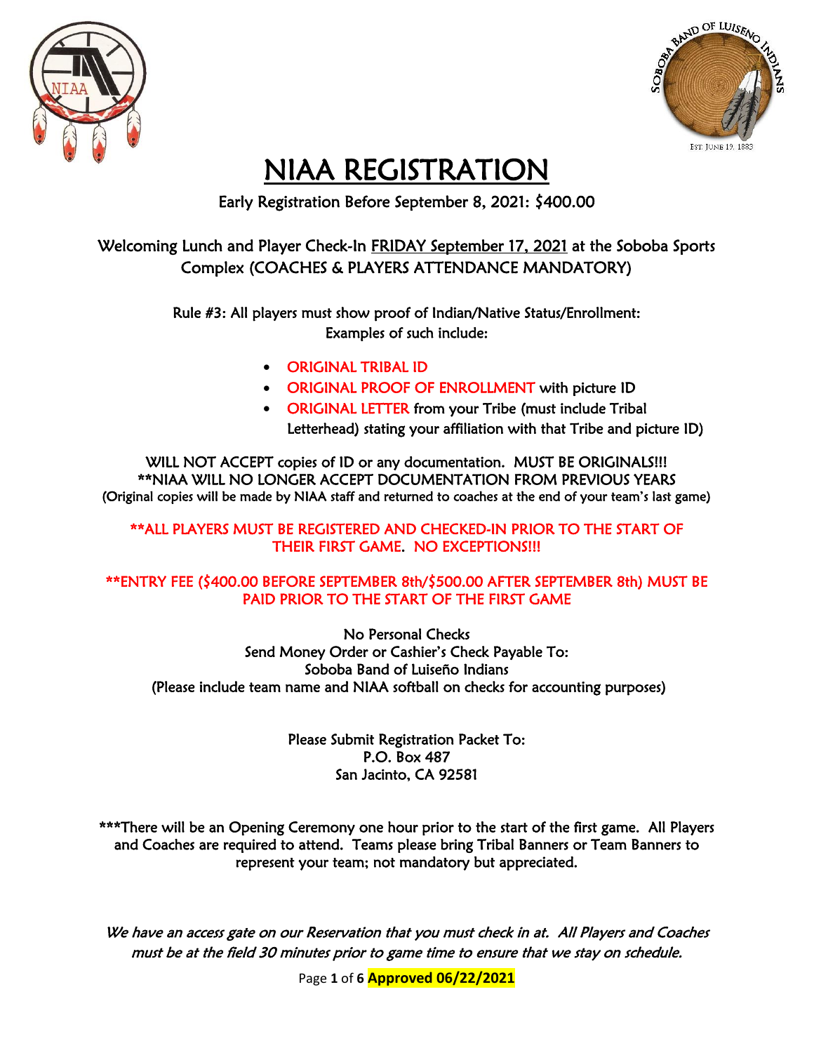# NIAA REGISTRATION

Early Registration Before September 8, 2021: $400.00

Welcoming Lunch and Player Check-In FRIDAY September 17, 2021 at the Soboba Sports Complex (COACHES & PLAYERS ATTENDANCE MANDATORY)

Rule #3: All players must show proof of Indian/Native Status/Enrollment:
Examples of such include:

- ORIGINAL TRIBAL ID
- ORIGINAL PROOF OF ENROLLMENT with picture ID
- ORIGINAL LETTER from your Tribe (must include Tribal Letterhead) stating your affiliation with that Tribe and picture ID)

WILL NOT ACCEPT copies of ID or any documentation. MUST BE ORIGINALS!!!
**NIAA WILL NO LONGER ACCEPT DOCUMENTATION FROM PREVIOUS YEARS
(Original copies will be made by NIAA staff and returned to coaches at the end of your team's last game)

**ALL PLAYERS MUST BE REGISTERED AND CHECKED-IN PRIOR TO THE START OF THEIR FIRST GAME. NO EXCEPTIONS!!!

**ENTRY FEE ($400.00 BEFORE SEPTEMBER 8th/$500.00 AFTER SEPTEMBER 8th) MUST BE PAID PRIOR TO THE START OF THE FIRST GAME

No Personal Checks
Send Money Order or Cashier's Check Payable To:
Soboba Band of Luiseño Indians
(Please include team name and NIAA softball on checks for accounting purposes)

Please Submit Registration Packet To:
P.O. Box 487
San Jacinto, CA 92581

***There will be an Opening Ceremony one hour prior to the start of the first game. All Players and Coaches are required to attend. Teams please bring Tribal Banners or Team Banners to represent your team; not mandatory but appreciated.

*We have an access gate on our Reservation that you must check in at. All Players and Coaches must be at the field 30 minutes prior to game time to ensure that we stay on schedule.*

**Approved 06/22/2021**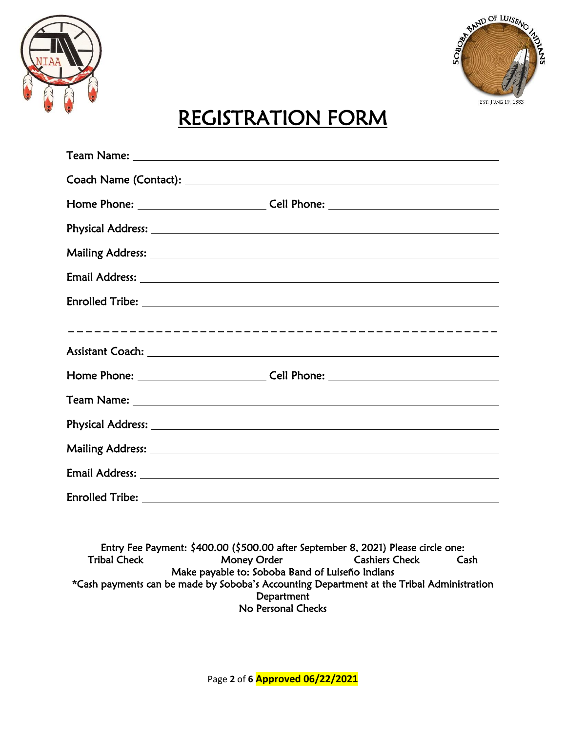# REGISTRATION FORM

Team Name: ______________________________________________

Coach Name (Contact): ______________________________________

Home Phone: ____________________ Cell Phone: ____________________

Physical Address: __________________________________________

Mailing Address: ___________________________________________

Email Address: ____________________________________________

Enrolled Tribe: ____________________________________________

- - - - - - - - - - - - - - - - - - - - - - - - - - - - - - - - - - - - - - - -

Assistant Coach: ___________________________________________

Home Phone: ____________________ Cell Phone: ____________________

Team Name: ______________________________________________

Physical Address: __________________________________________

Mailing Address: ___________________________________________

Email Address: ____________________________________________

Enrolled Tribe: ____________________________________________

Entry Fee Payment: $400.00 ($500.00 after September 8, 2021) Please circle one:

Tribal Check &nbsp;&nbsp;&nbsp;&nbsp; Money Order &nbsp;&nbsp;&nbsp;&nbsp; Cashiers Check &nbsp;&nbsp;&nbsp;&nbsp; Cash

Make payable to: Soboba Band of Luiseño Indians

*Cash payments can be made by Soboba's Accounting Department at the Tribal Administration Department

No Personal Checks

**Approved 06/22/2021**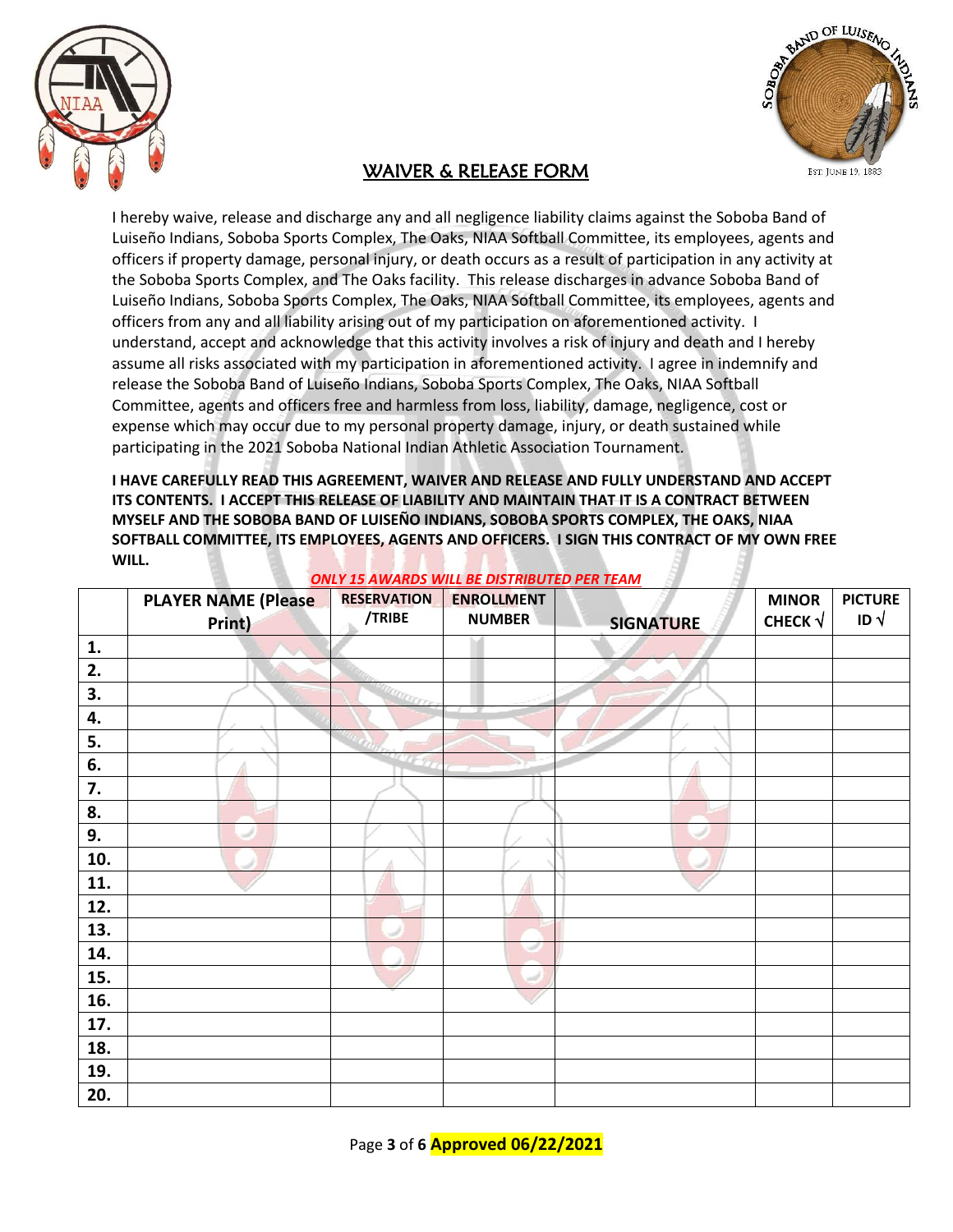# WAIVER & RELEASE FORM

I hereby waive, release and discharge any and all negligence liability claims against the Soboba Band of Luiseño Indians, Soboba Sports Complex, The Oaks, NIAA Softball Committee, its employees, agents and officers if property damage, personal injury, or death occurs as a result of participation in any activity at the Soboba Sports Complex, and The Oaks facility. This release discharges in advance Soboba Band of Luiseño Indians, Soboba Sports Complex, The Oaks, NIAA Softball Committee, its employees, agents and officers from any and all liability arising out of my participation on aforementioned activity. I understand, accept and acknowledge that this activity involves a risk of injury and death and I hereby assume all risks associated with my participation in aforementioned activity. I agree in indemnify and release the Soboba Band of Luiseño Indians, Soboba Sports Complex, The Oaks, NIAA Softball Committee, agents and officers free and harmless from loss, liability, damage, negligence, cost or expense which may occur due to my personal property damage, injury, or death sustained while participating in the 2021 Soboba National Indian Athletic Association Tournament.

**I HAVE CAREFULLY READ THIS AGREEMENT, WAIVER AND RELEASE AND FULLY UNDERSTAND AND ACCEPT ITS CONTENTS. I ACCEPT THIS RELEASE OF LIABILITY AND MAINTAIN THAT IT IS A CONTRACT BETWEEN MYSELF AND THE SOBOBA BAND OF LUISEÑO INDIANS, SOBOBA SPORTS COMPLEX, THE OAKS, NIAA SOFTBALL COMMITTEE, ITS EMPLOYEES, AGENTS AND OFFICERS. I SIGN THIS CONTRACT OF MY OWN FREE WILL.**

***ONLY 15 AWARDS WILL BE DISTRIBUTED PER TEAM***

| | PLAYER NAME (Please Print) | RESERVATION /TRIBE | ENROLLMENT NUMBER | SIGNATURE | MINOR CHECK √ | PICTURE ID √ |
|---|---|---|---|---|---|---|
| 1. | | | | | | |
| 2. | | | | | | |
| 3. | | | | | | |
| 4. | | | | | | |
| 5. | | | | | | |
| 6. | | | | | | |
| 7. | | | | | | |
| 8. | | | | | | |
| 9. | | | | | | |
| 10. | | | | | | |
| 11. | | | | | | |
| 12. | | | | | | |
| 13. | | | | | | |
| 14. | | | | | | |
| 15. | | | | | | |
| 16. | | | | | | |
| 17. | | | | | | |
| 18. | | | | | | |
| 19. | | | | | | |
| 20. | | | | | | |

**Approved 06/22/2021**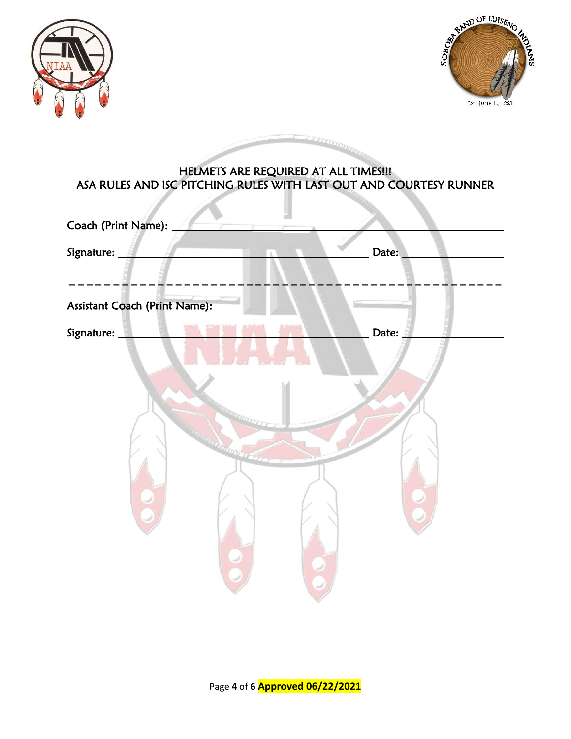**HELMETS ARE REQUIRED AT ALL TIMES!!!**
**ASA RULES AND ISC PITCHING RULES WITH LAST OUT AND COURTESY RUNNER**

Coach (Print Name): ______________________________________________

Signature: ______________________________________ Date: ______________

- - - - - - - - - - - - - - - - - - - - - - - - - - - - - - - - - - - - - - - - - - - - - -

Assistant Coach (Print Name): ______________________________________

Signature: ______________________________________ Date: ______________

**Approved 06/22/2021**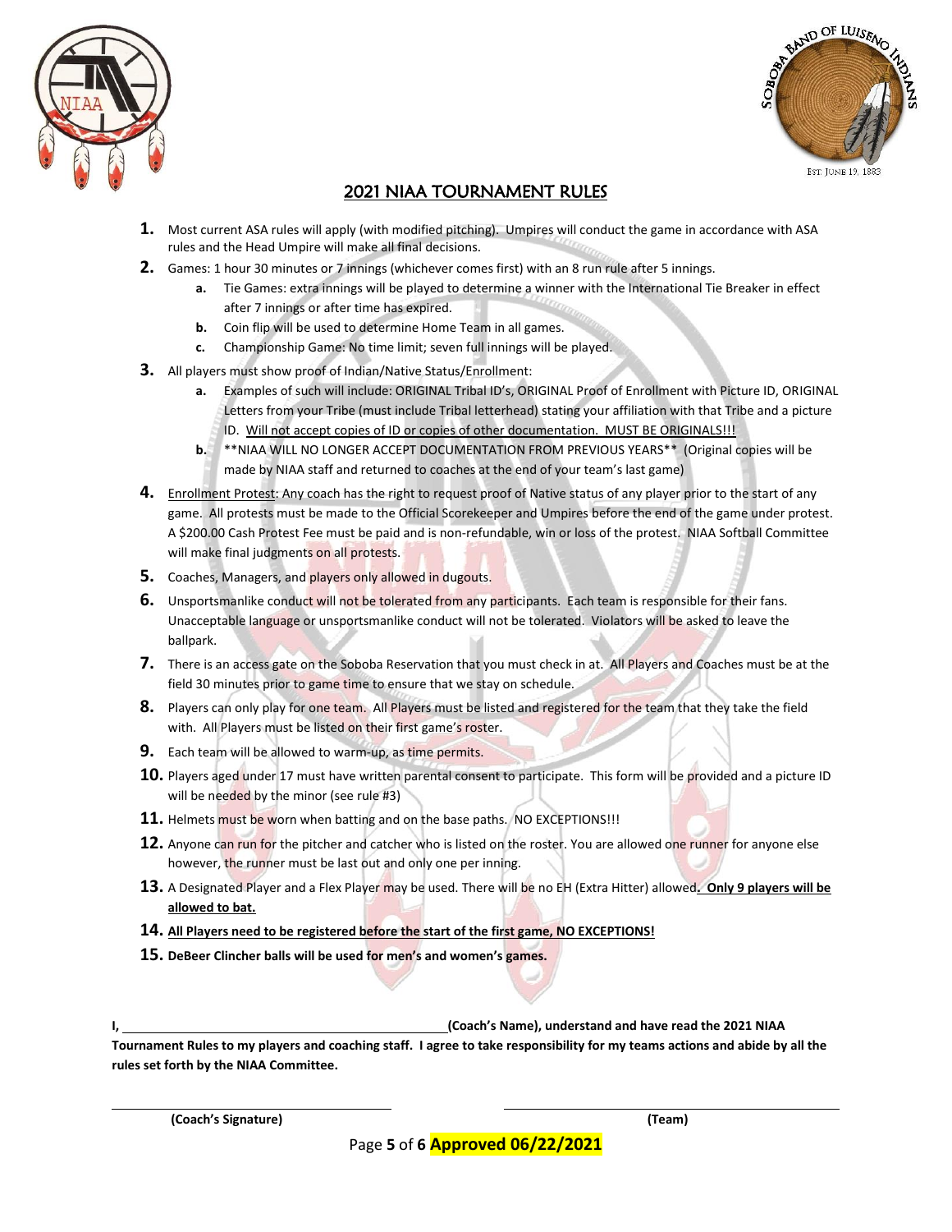## 2021 NIAA TOURNAMENT RULES

1. Most current ASA rules will apply (with modified pitching). Umpires will conduct the game in accordance with ASA rules and the Head Umpire will make all final decisions.
2. Games: 1 hour 30 minutes or 7 innings (whichever comes first) with an 8 run rule after 5 innings.
   a. Tie Games: extra innings will be played to determine a winner with the International Tie Breaker in effect after 7 innings or after time has expired.
   b. Coin flip will be used to determine Home Team in all games.
   c. Championship Game: No time limit; seven full innings will be played.
3. All players must show proof of Indian/Native Status/Enrollment:
   a. Examples of such will include: ORIGINAL Tribal ID's, ORIGINAL Proof of Enrollment with Picture ID, ORIGINAL Letters from your Tribe (must include Tribal letterhead) stating your affiliation with that Tribe and a picture ID. Will not accept copies of ID or copies of other documentation. MUST BE ORIGINALS!!!
   b. **NIAA WILL NO LONGER ACCEPT DOCUMENTATION FROM PREVIOUS YEARS** (Original copies will be made by NIAA staff and returned to coaches at the end of your team's last game)
4. Enrollment Protest: Any coach has the right to request proof of Native status of any player prior to the start of any game. All protests must be made to the Official Scorekeeper and Umpires before the end of the game under protest. A $200.00 Cash Protest Fee must be paid and is non-refundable, win or loss of the protest. NIAA Softball Committee will make final judgments on all protests.
5. Coaches, Managers, and players only allowed in dugouts.
6. Unsportsmanlike conduct will not be tolerated from any participants. Each team is responsible for their fans. Unacceptable language or unsportsmanlike conduct will not be tolerated. Violators will be asked to leave the ballpark.
7. There is an access gate on the Soboba Reservation that you must check in at. All Players and Coaches must be at the field 30 minutes prior to game time to ensure that we stay on schedule.
8. Players can only play for one team. All Players must be listed and registered for the team that they take the field with. All Players must be listed on their first game's roster.
9. Each team will be allowed to warm-up, as time permits.
10. Players aged under 17 must have written parental consent to participate. This form will be provided and a picture ID will be needed by the minor (see rule #3)
11. Helmets must be worn when batting and on the base paths. NO EXCEPTIONS!!!
12. Anyone can run for the pitcher and catcher who is listed on the roster. You are allowed one runner for anyone else however, the runner must be last out and only one per inning.
13. A Designated Player and a Flex Player may be used. There will be no EH (Extra Hitter) allowed**. Only 9 players will be allowed to bat.**
14. **All Players need to be registered before the start of the first game, NO EXCEPTIONS!**
15. **DeBeer Clincher balls will be used for men's and women's games.**

**I, ______________________________(Coach's Name), understand and have read the 2021 NIAA Tournament Rules to my players and coaching staff. I agree to take responsibility for my teams actions and abide by all the rules set forth by the NIAA Committee.**

______________________________ ______________________________
**(Coach's Signature)** **(Team)**

**Approved 06/22/2021**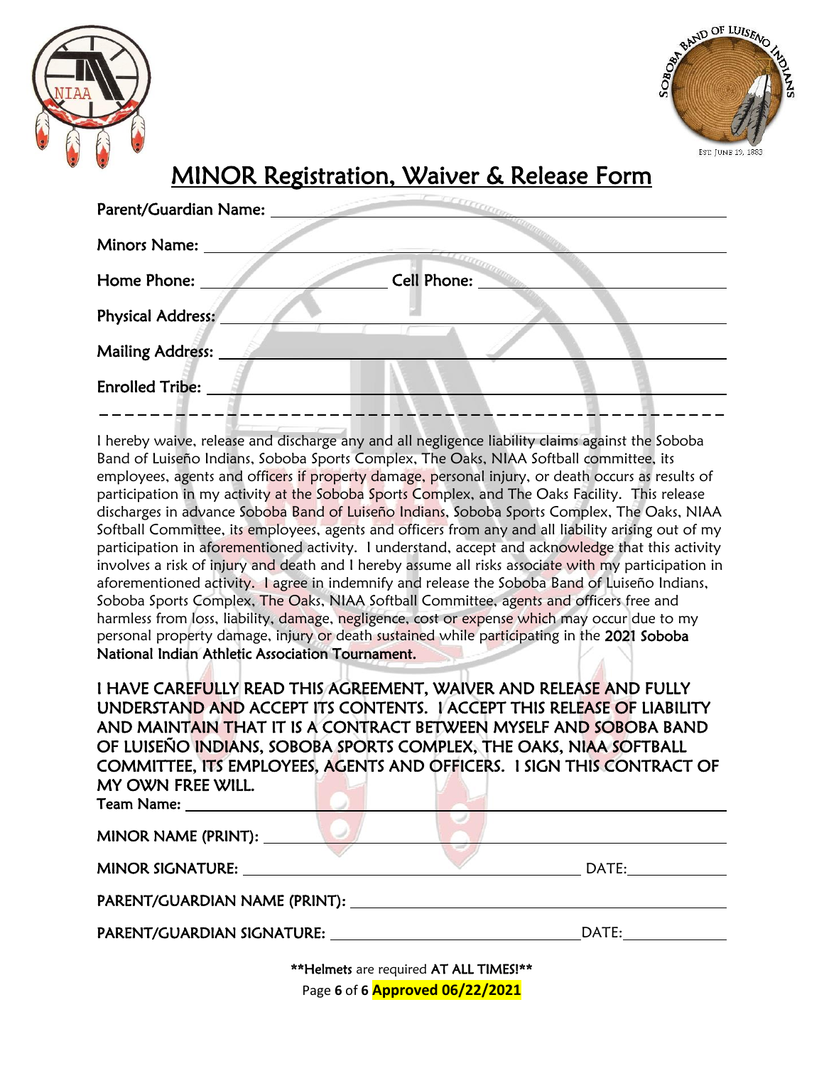# MINOR Registration, Waiver & Release Form

Parent/Guardian Name: ______________________________

Minors Name: ______________________________

Home Phone: ________________ Cell Phone: ________________

Physical Address: ______________________________

Mailing Address: ______________________________

Enrolled Tribe: ______________________________

---

I hereby waive, release and discharge any and all negligence liability claims against the Soboba Band of Luiseño Indians, Soboba Sports Complex, The Oaks, NIAA Softball committee, its employees, agents and officers if property damage, personal injury, or death occurs as results of participation in my activity at the Soboba Sports Complex, and The Oaks Facility. This release discharges in advance Soboba Band of Luiseño Indians, Soboba Sports Complex, The Oaks, NIAA Softball Committee, its employees, agents and officers from any and all liability arising out of my participation in aforementioned activity. I understand, accept and acknowledge that this activity involves a risk of injury and death and I hereby assume all risks associate with my participation in aforementioned activity. I agree in indemnify and release the Soboba Band of Luiseño Indians, Soboba Sports Complex, The Oaks, NIAA Softball Committee, agents and officers free and harmless from loss, liability, damage, negligence, cost or expense which may occur due to my personal property damage, injury or death sustained while participating in the **2021 Soboba National Indian Athletic Association Tournament.**

I HAVE CAREFULLY READ THIS AGREEMENT, WAIVER AND RELEASE AND FULLY UNDERSTAND AND ACCEPT ITS CONTENTS. I ACCEPT THIS RELEASE OF LIABILITY AND MAINTAIN THAT IT IS A CONTRACT BETWEEN MYSELF AND SOBOBA BAND OF LUISEÑO INDIANS, SOBOBA SPORTS COMPLEX, THE OAKS, NIAA SOFTBALL COMMITTEE, ITS EMPLOYEES, AGENTS AND OFFICERS. I SIGN THIS CONTRACT OF MY OWN FREE WILL.

Team Name: ______________________________

MINOR NAME (PRINT): ______________________________

MINOR SIGNATURE: ______________________________ DATE: ____________

PARENT/GUARDIAN NAME (PRINT): ______________________________

PARENT/GUARDIAN SIGNATURE: ______________________________ DATE: ____________

**\*\*Helmets** are required **AT ALL TIMES!\*\***

**Approved 06/22/2021**